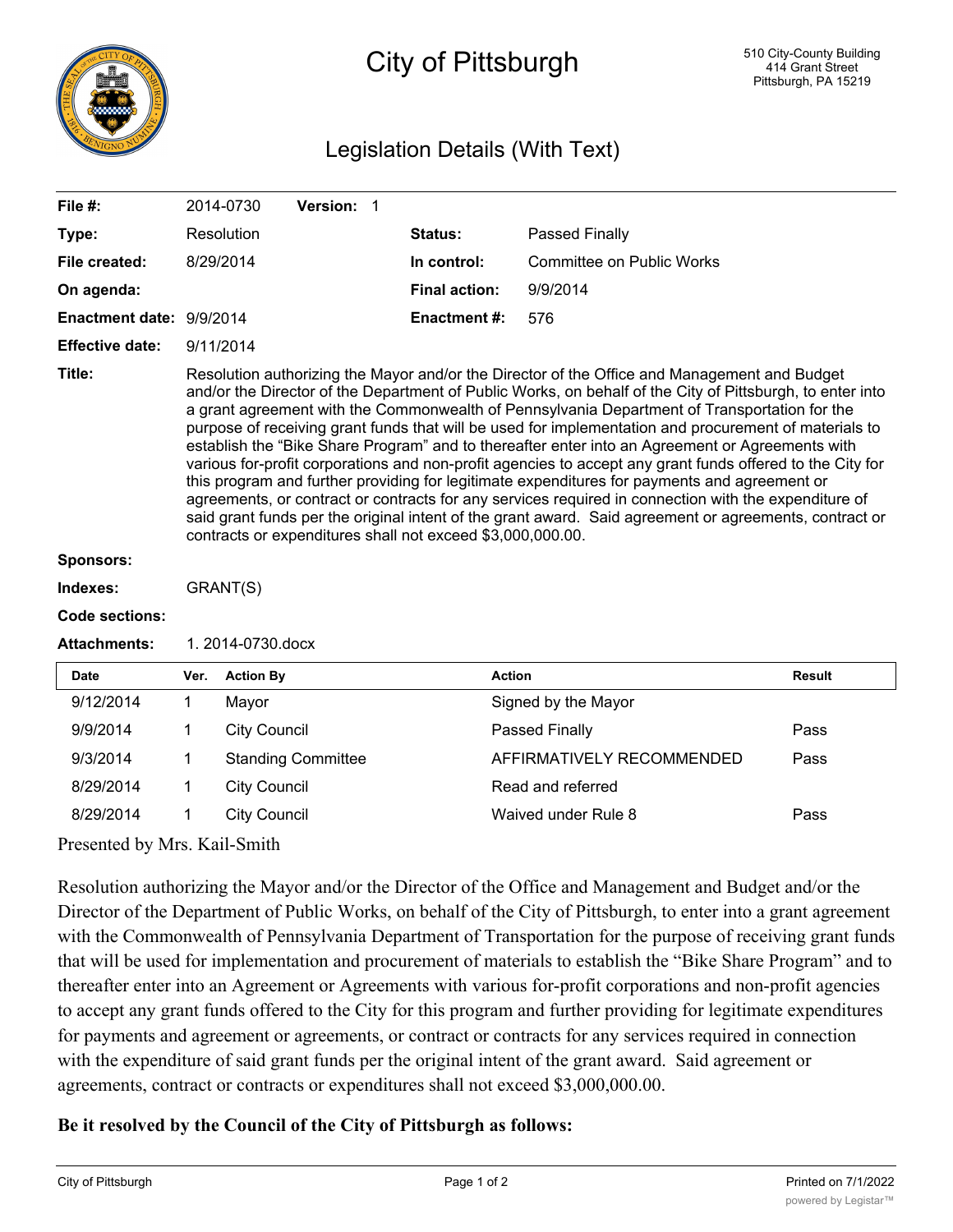# City of Pittsburgh

510 City-County Building
414 Grant Street
Pittsburgh, PA 15219

## Legislation Details (With Text)

| | | | | |
|---|---|---|---|---|
| **File #:** | 2014-0730 | **Version:** 1 | | |
| **Type:** | Resolution | | **Status:** | Passed Finally |
| **File created:** | 8/29/2014 | | **In control:** | Committee on Public Works |
| **On agenda:** | | | **Final action:** | 9/9/2014 |
| **Enactment date:** | 9/9/2014 | | **Enactment #:** | 576 |
| **Effective date:** | 9/11/2014 | | | |

**Title:** Resolution authorizing the Mayor and/or the Director of the Office and Management and Budget and/or the Director of the Department of Public Works, on behalf of the City of Pittsburgh, to enter into a grant agreement with the Commonwealth of Pennsylvania Department of Transportation for the purpose of receiving grant funds that will be used for implementation and procurement of materials to establish the "Bike Share Program" and to thereafter enter into an Agreement or Agreements with various for-profit corporations and non-profit agencies to accept any grant funds offered to the City for this program and further providing for legitimate expenditures for payments and agreement or agreements, or contract or contracts for any services required in connection with the expenditure of said grant funds per the original intent of the grant award. Said agreement or agreements, contract or contracts or expenditures shall not exceed $3,000,000.00.

**Sponsors:**

**Indexes:** GRANT(S)

**Code sections:**

**Attachments:** 1. 2014-0730.docx

| Date | Ver. | Action By | Action | Result |
|---|---|---|---|---|
| 9/12/2014 | 1 | Mayor | Signed by the Mayor | |
| 9/9/2014 | 1 | City Council | Passed Finally | Pass |
| 9/3/2014 | 1 | Standing Committee | AFFIRMATIVELY RECOMMENDED | Pass |
| 8/29/2014 | 1 | City Council | Read and referred | |
| 8/29/2014 | 1 | City Council | Waived under Rule 8 | Pass |

Presented by Mrs. Kail-Smith

Resolution authorizing the Mayor and/or the Director of the Office and Management and Budget and/or the Director of the Department of Public Works, on behalf of the City of Pittsburgh, to enter into a grant agreement with the Commonwealth of Pennsylvania Department of Transportation for the purpose of receiving grant funds that will be used for implementation and procurement of materials to establish the "Bike Share Program" and to thereafter enter into an Agreement or Agreements with various for-profit corporations and non-profit agencies to accept any grant funds offered to the City for this program and further providing for legitimate expenditures for payments and agreement or agreements, or contract or contracts for any services required in connection with the expenditure of said grant funds per the original intent of the grant award. Said agreement or agreements, contract or contracts or expenditures shall not exceed $3,000,000.00.

**Be it resolved by the Council of the City of Pittsburgh as follows:**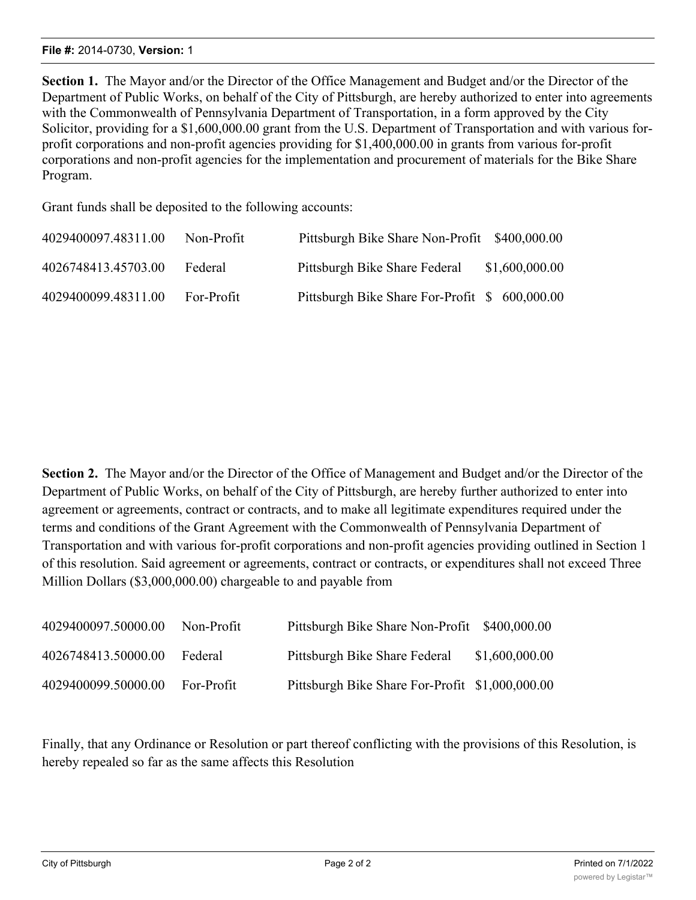**Section 1.** The Mayor and/or the Director of the Office Management and Budget and/or the Director of the Department of Public Works, on behalf of the City of Pittsburgh, are hereby authorized to enter into agreements with the Commonwealth of Pennsylvania Department of Transportation, in a form approved by the City Solicitor, providing for a $1,600,000.00 grant from the U.S. Department of Transportation and with various for-profit corporations and non-profit agencies providing for $1,400,000.00 in grants from various for-profit corporations and non-profit agencies for the implementation and procurement of materials for the Bike Share Program.

Grant funds shall be deposited to the following accounts:

| | | | |
|---|---|---|---|
| 4029400097.48311.00 | Non-Profit | Pittsburgh Bike Share Non-Profit | $400,000.00 |
| 4026748413.45703.00 | Federal | Pittsburgh Bike Share Federal | $1,600,000.00 |
| 4029400099.48311.00 | For-Profit | Pittsburgh Bike Share For-Profit | $ 600,000.00 |

**Section 2.** The Mayor and/or the Director of the Office of Management and Budget and/or the Director of the Department of Public Works, on behalf of the City of Pittsburgh, are hereby further authorized to enter into agreement or agreements, contract or contracts, and to make all legitimate expenditures required under the terms and conditions of the Grant Agreement with the Commonwealth of Pennsylvania Department of Transportation and with various for-profit corporations and non-profit agencies providing outlined in Section 1 of this resolution. Said agreement or agreements, contract or contracts, or expenditures shall not exceed Three Million Dollars ($3,000,000.00) chargeable to and payable from

| | | | |
|---|---|---|---|
| 4029400097.50000.00 | Non-Profit | Pittsburgh Bike Share Non-Profit | $400,000.00 |
| 4026748413.50000.00 | Federal | Pittsburgh Bike Share Federal | $1,600,000.00 |
| 4029400099.50000.00 | For-Profit | Pittsburgh Bike Share For-Profit | $1,000,000.00 |

Finally, that any Ordinance or Resolution or part thereof conflicting with the provisions of this Resolution, is hereby repealed so far as the same affects this Resolution